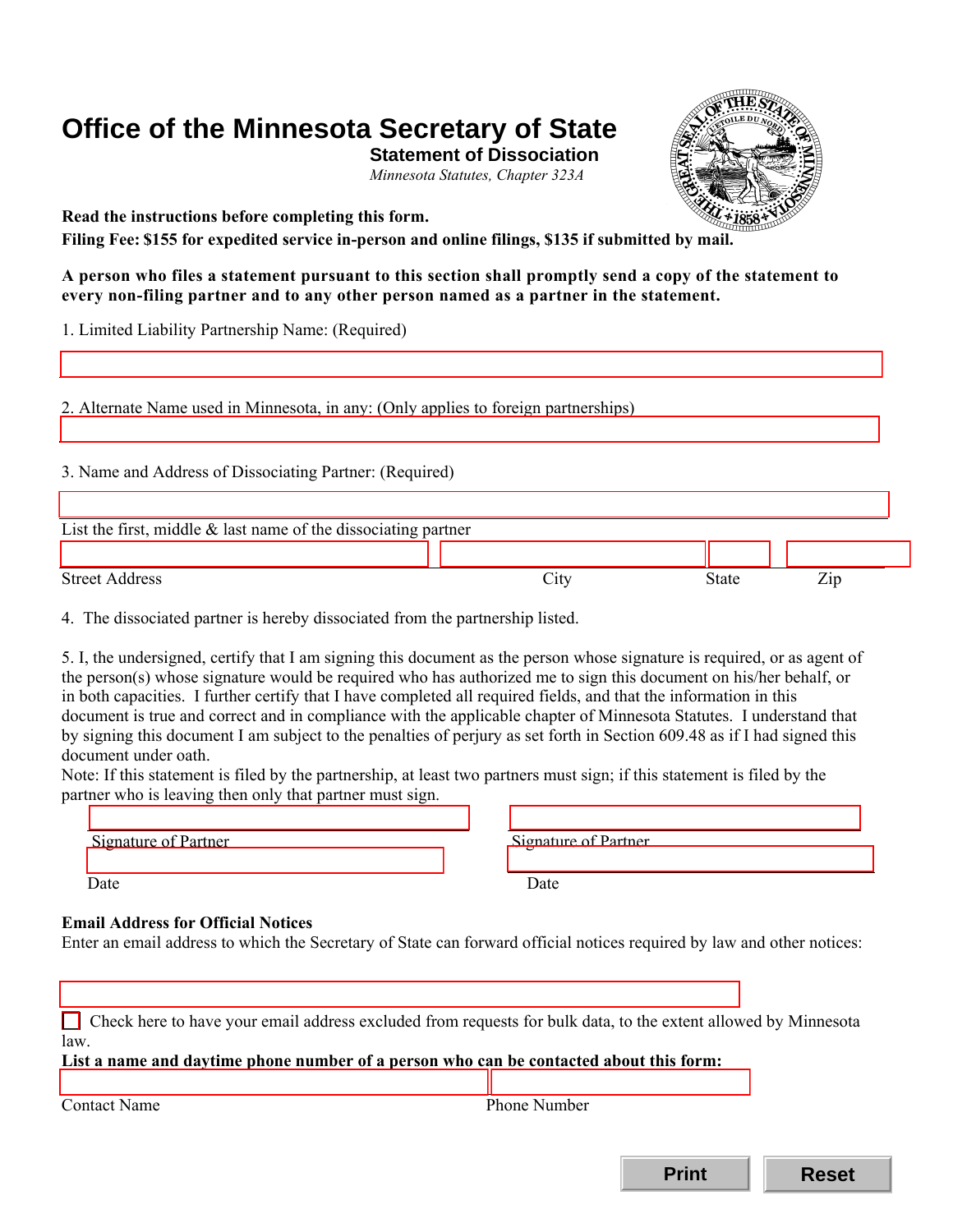# Office of the Minnesota Secretary of State

## Statement of Dissociation

*Minnesota Statutes, Chapter 323A*

**Read the instructions before completing this form.**
**Filing Fee: $155 for expedited service in-person and online filings, $135 if submitted by mail.**

**A person who files a statement pursuant to this section shall promptly send a copy of the statement to every non-filing partner and to any other person named as a partner in the statement.**

1. Limited Liability Partnership Name: (Required)

2. Alternate Name used in Minnesota, in any: (Only applies to foreign partnerships)

3. Name and Address of Dissociating Partner: (Required)

List the first, middle & last name of the dissociating partner

Street Address | City | State | Zip

4. The dissociated partner is hereby dissociated from the partnership listed.

5. I, the undersigned, certify that I am signing this document as the person whose signature is required, or as agent of the person(s) whose signature would be required who has authorized me to sign this document on his/her behalf, or in both capacities. I further certify that I have completed all required fields, and that the information in this document is true and correct and in compliance with the applicable chapter of Minnesota Statutes. I understand that by signing this document I am subject to the penalties of perjury as set forth in Section 609.48 as if I had signed this document under oath.

Note: If this statement is filed by the partnership, at least two partners must sign; if this statement is filed by the partner who is leaving then only that partner must sign.

Signature of Partner | Signature of Partner

Date | Date

**Email Address for Official Notices**
Enter an email address to which the Secretary of State can forward official notices required by law and other notices:

☐ Check here to have your email address excluded from requests for bulk data, to the extent allowed by Minnesota law.

**List a name and daytime phone number of a person who can be contacted about this form:**

Contact Name | Phone Number

Print | Reset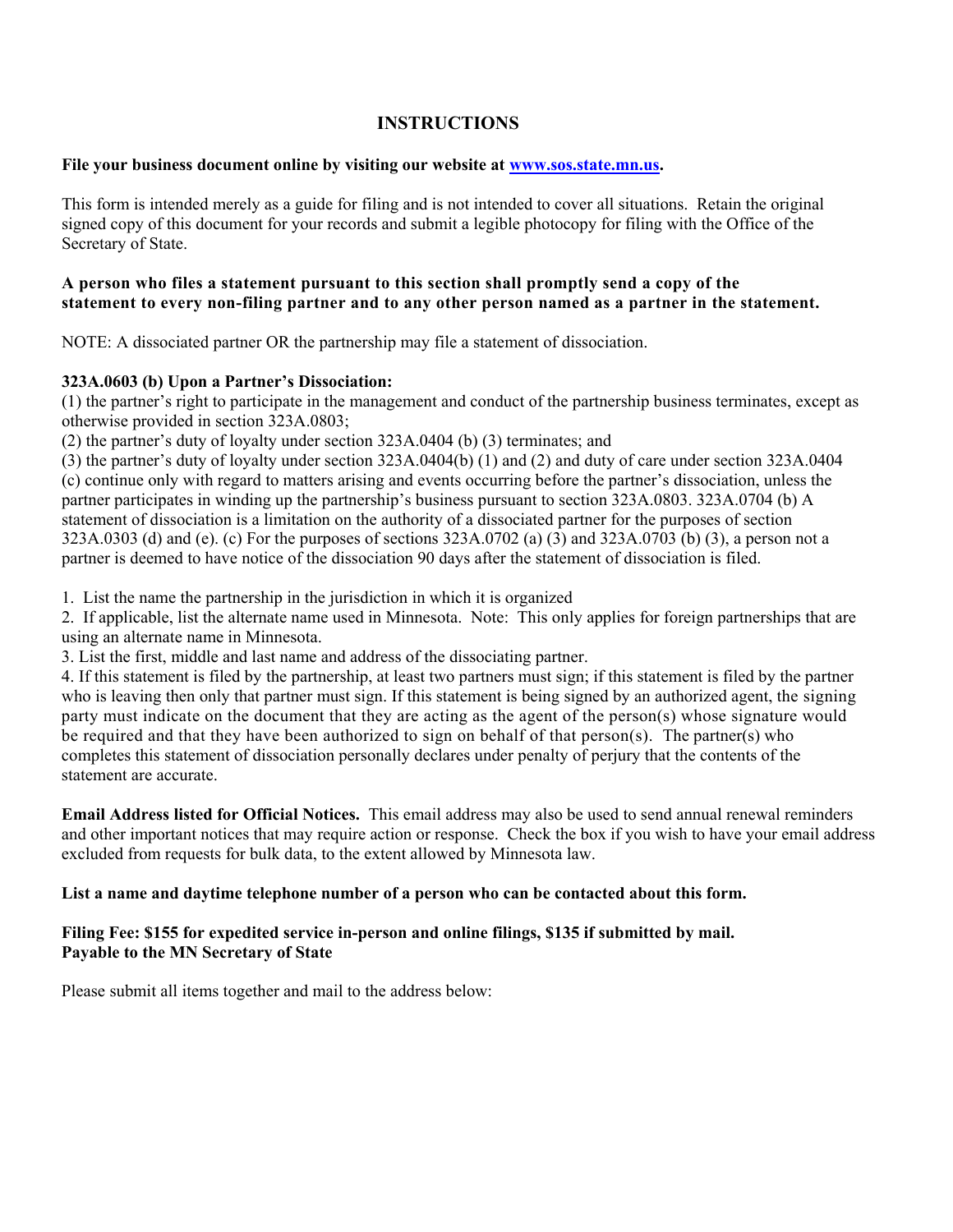# INSTRUCTIONS

**File your business document online by visiting our website at [www.sos.state.mn.us](www.sos.state.mn.us).**

This form is intended merely as a guide for filing and is not intended to cover all situations. Retain the original signed copy of this document for your records and submit a legible photocopy for filing with the Office of the Secretary of State.

**A person who files a statement pursuant to this section shall promptly send a copy of the statement to every non-filing partner and to any other person named as a partner in the statement.**

NOTE: A dissociated partner OR the partnership may file a statement of dissociation.

**323A.0603 (b) Upon a Partner's Dissociation:**
(1) the partner's right to participate in the management and conduct of the partnership business terminates, except as otherwise provided in section 323A.0803;
(2) the partner's duty of loyalty under section 323A.0404 (b) (3) terminates; and
(3) the partner's duty of loyalty under section 323A.0404(b) (1) and (2) and duty of care under section 323A.0404 (c) continue only with regard to matters arising and events occurring before the partner's dissociation, unless the partner participates in winding up the partnership's business pursuant to section 323A.0803. 323A.0704 (b) A statement of dissociation is a limitation on the authority of a dissociated partner for the purposes of section 323A.0303 (d) and (e). (c) For the purposes of sections 323A.0702 (a) (3) and 323A.0703 (b) (3), a person not a partner is deemed to have notice of the dissociation 90 days after the statement of dissociation is filed.

1. List the name the partnership in the jurisdiction in which it is organized
2. If applicable, list the alternate name used in Minnesota. Note: This only applies for foreign partnerships that are using an alternate name in Minnesota.
3. List the first, middle and last name and address of the dissociating partner.
4. If this statement is filed by the partnership, at least two partners must sign; if this statement is filed by the partner who is leaving then only that partner must sign. If this statement is being signed by an authorized agent, the signing party must indicate on the document that they are acting as the agent of the person(s) whose signature would be required and that they have been authorized to sign on behalf of that person(s). The partner(s) who completes this statement of dissociation personally declares under penalty of perjury that the contents of the statement are accurate.

**Email Address listed for Official Notices.** This email address may also be used to send annual renewal reminders and other important notices that may require action or response. Check the box if you wish to have your email address excluded from requests for bulk data, to the extent allowed by Minnesota law.

**List a name and daytime telephone number of a person who can be contacted about this form.**

**Filing Fee: $155 for expedited service in-person and online filings, $135 if submitted by mail.**
**Payable to the MN Secretary of State**

Please submit all items together and mail to the address below: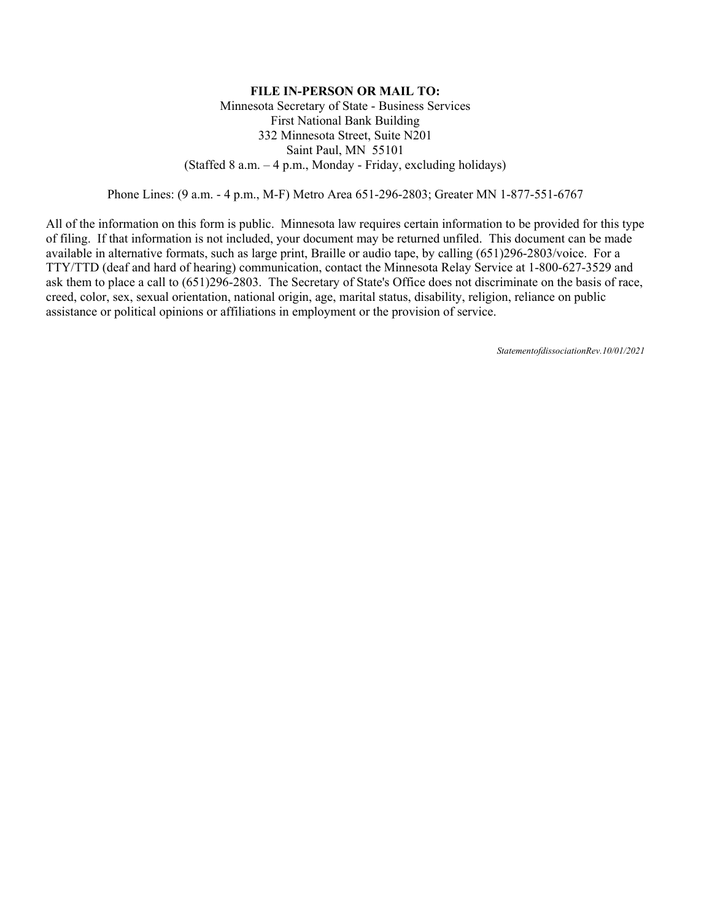**FILE IN-PERSON OR MAIL TO:**
Minnesota Secretary of State - Business Services
First National Bank Building
332 Minnesota Street, Suite N201
Saint Paul, MN 55101
(Staffed 8 a.m. – 4 p.m., Monday - Friday, excluding holidays)

Phone Lines: (9 a.m. - 4 p.m., M-F) Metro Area 651-296-2803; Greater MN 1-877-551-6767

All of the information on this form is public. Minnesota law requires certain information to be provided for this type of filing. If that information is not included, your document may be returned unfiled. This document can be made available in alternative formats, such as large print, Braille or audio tape, by calling (651)296-2803/voice. For a TTY/TTD (deaf and hard of hearing) communication, contact the Minnesota Relay Service at 1-800-627-3529 and ask them to place a call to (651)296-2803. The Secretary of State's Office does not discriminate on the basis of race, creed, color, sex, sexual orientation, national origin, age, marital status, disability, religion, reliance on public assistance or political opinions or affiliations in employment or the provision of service.

*StatementofdissociationRev.10/01/2021*